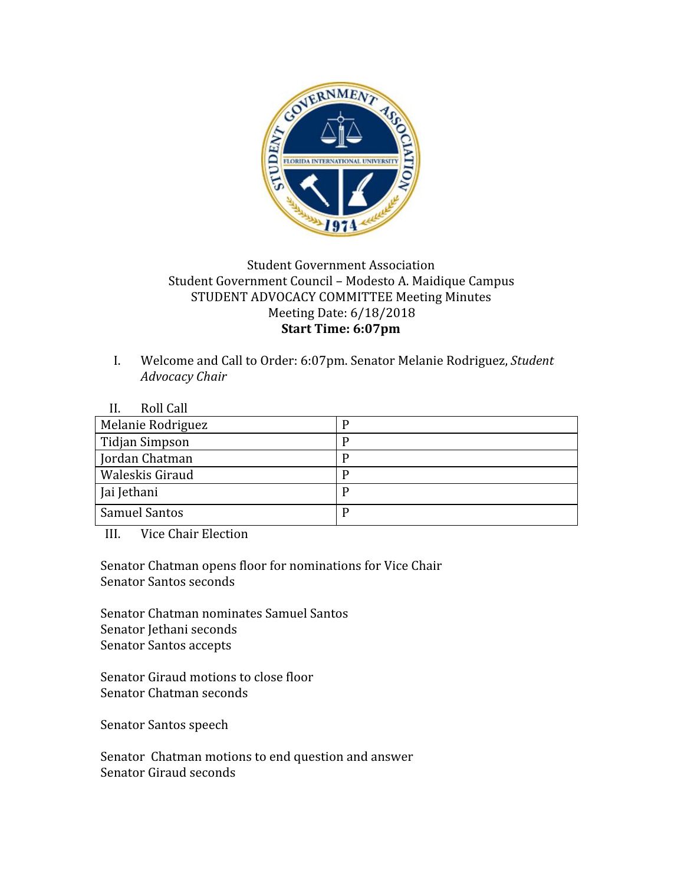Student Government Association
Student Government Council – Modesto A. Maidique Campus
STUDENT ADVOCACY COMMITTEE Meeting Minutes
Meeting Date: 6/18/2018
**Start Time: 6:07pm**

I. Welcome and Call to Order: 6:07pm. Senator Melanie Rodriguez, *Student Advocacy Chair*

II. Roll Call

| | |
|---|---|
| Melanie Rodriguez | P |
| Tidjan Simpson | P |
| Jordan Chatman | P |
| Waleskis Giraud | P |
| Jai Jethani | P |
| Samuel Santos | P |

III. Vice Chair Election

Senator Chatman opens floor for nominations for Vice Chair
Senator Santos seconds

Senator Chatman nominates Samuel Santos
Senator Jethani seconds
Senator Santos accepts

Senator Giraud motions to close floor
Senator Chatman seconds

Senator Santos speech

Senator Chatman motions to end question and answer
Senator Giraud seconds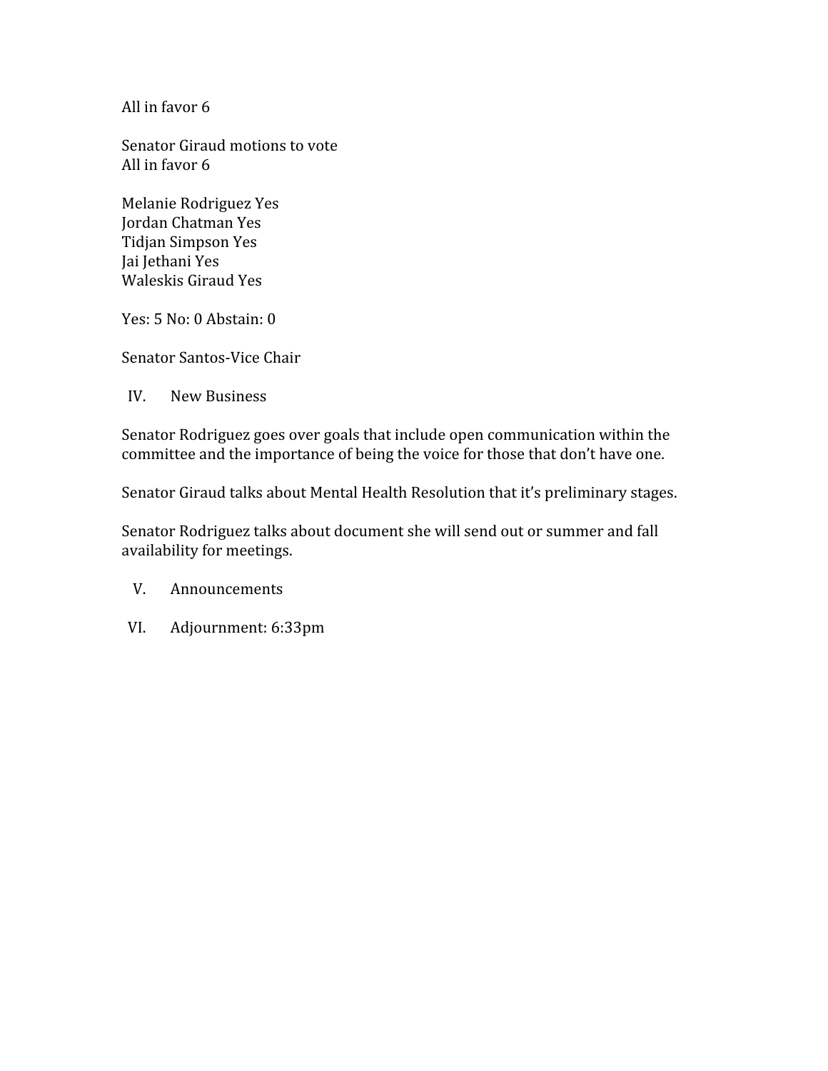All in favor 6

Senator Giraud motions to vote
All in favor 6

Melanie Rodriguez Yes
Jordan Chatman Yes
Tidjan Simpson Yes
Jai Jethani Yes
Waleskis Giraud Yes

Yes: 5 No: 0 Abstain: 0

Senator Santos-Vice Chair

IV. New Business

Senator Rodriguez goes over goals that include open communication within the committee and the importance of being the voice for those that don't have one.

Senator Giraud talks about Mental Health Resolution that it's preliminary stages.

Senator Rodriguez talks about document she will send out or summer and fall availability for meetings.

V. Announcements

VI. Adjournment: 6:33pm